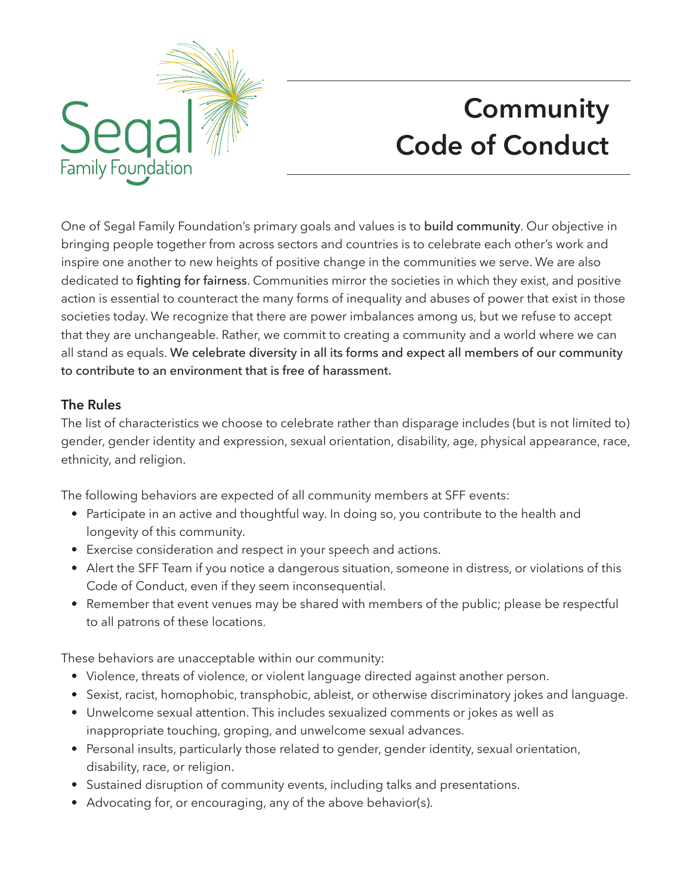Segal Family Foundation

# Community Code of Conduct

One of Segal Family Foundation's primary goals and values is to build community. Our objective in bringing people together from across sectors and countries is to celebrate each other's work and inspire one another to new heights of positive change in the communities we serve. We are also dedicated to fighting for fairness. Communities mirror the societies in which they exist, and positive action is essential to counteract the many forms of inequality and abuses of power that exist in those societies today. We recognize that there are power imbalances among us, but we refuse to accept that they are unchangeable. Rather, we commit to creating a community and a world where we can all stand as equals. We celebrate diversity in all its forms and expect all members of our community to contribute to an environment that is free of harassment.

## The Rules

The list of characteristics we choose to celebrate rather than disparage includes (but is not limited to) gender, gender identity and expression, sexual orientation, disability, age, physical appearance, race, ethnicity, and religion.

The following behaviors are expected of all community members at SFF events:

- Participate in an active and thoughtful way. In doing so, you contribute to the health and longevity of this community.
- Exercise consideration and respect in your speech and actions.
- Alert the SFF Team if you notice a dangerous situation, someone in distress, or violations of this Code of Conduct, even if they seem inconsequential.
- Remember that event venues may be shared with members of the public; please be respectful to all patrons of these locations.

These behaviors are unacceptable within our community:

- Violence, threats of violence, or violent language directed against another person.
- Sexist, racist, homophobic, transphobic, ableist, or otherwise discriminatory jokes and language.
- Unwelcome sexual attention. This includes sexualized comments or jokes as well as inappropriate touching, groping, and unwelcome sexual advances.
- Personal insults, particularly those related to gender, gender identity, sexual orientation, disability, race, or religion.
- Sustained disruption of community events, including talks and presentations.
- Advocating for, or encouraging, any of the above behavior(s).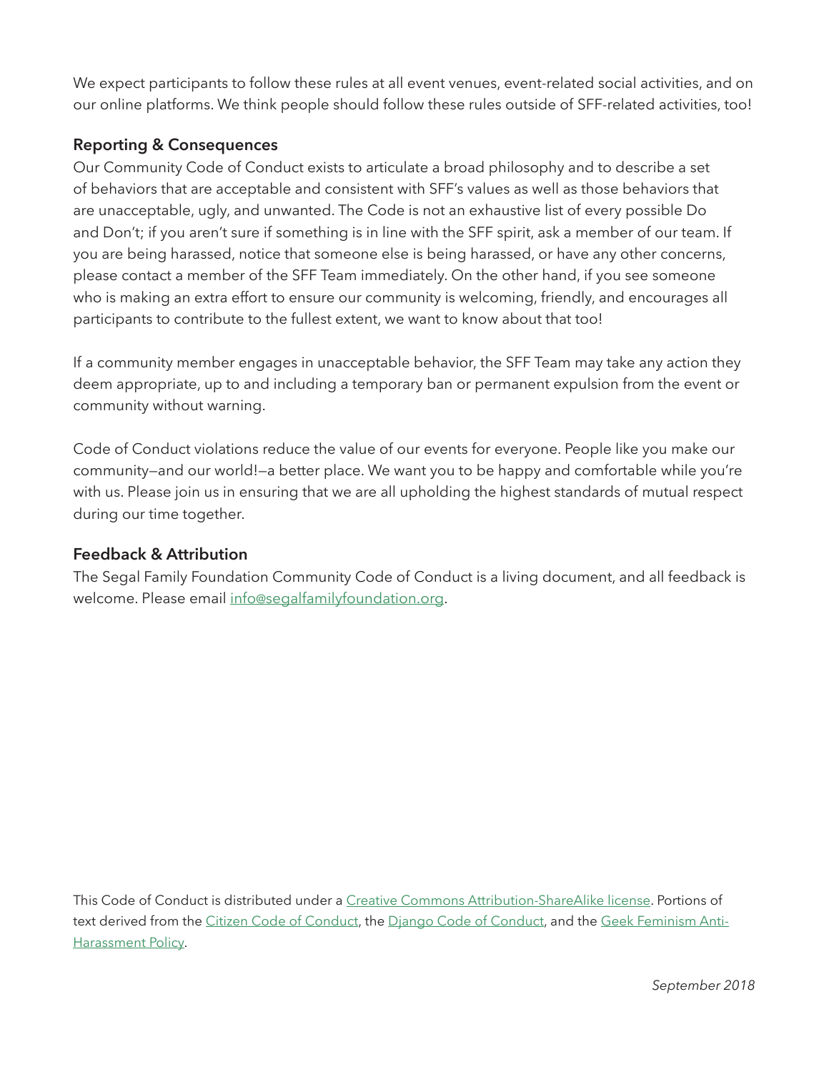We expect participants to follow these rules at all event venues, event-related social activities, and on our online platforms. We think people should follow these rules outside of SFF-related activities, too!

### Reporting & Consequences

Our Community Code of Conduct exists to articulate a broad philosophy and to describe a set of behaviors that are acceptable and consistent with SFF's values as well as those behaviors that are unacceptable, ugly, and unwanted. The Code is not an exhaustive list of every possible Do and Don't; if you aren't sure if something is in line with the SFF spirit, ask a member of our team. If you are being harassed, notice that someone else is being harassed, or have any other concerns, please contact a member of the SFF Team immediately. On the other hand, if you see someone who is making an extra effort to ensure our community is welcoming, friendly, and encourages all participants to contribute to the fullest extent, we want to know about that too!

If a community member engages in unacceptable behavior, the SFF Team may take any action they deem appropriate, up to and including a temporary ban or permanent expulsion from the event or community without warning.

Code of Conduct violations reduce the value of our events for everyone. People like you make our community—and our world!—a better place. We want you to be happy and comfortable while you're with us. Please join us in ensuring that we are all upholding the highest standards of mutual respect during our time together.

### Feedback & Attribution

The Segal Family Foundation Community Code of Conduct is a living document, and all feedback is welcome. Please email info@segalfamilyfoundation.org.

This Code of Conduct is distributed under a Creative Commons Attribution-ShareAlike license. Portions of text derived from the Citizen Code of Conduct, the Django Code of Conduct, and the Geek Feminism Anti-Harassment Policy.

*September 2018*